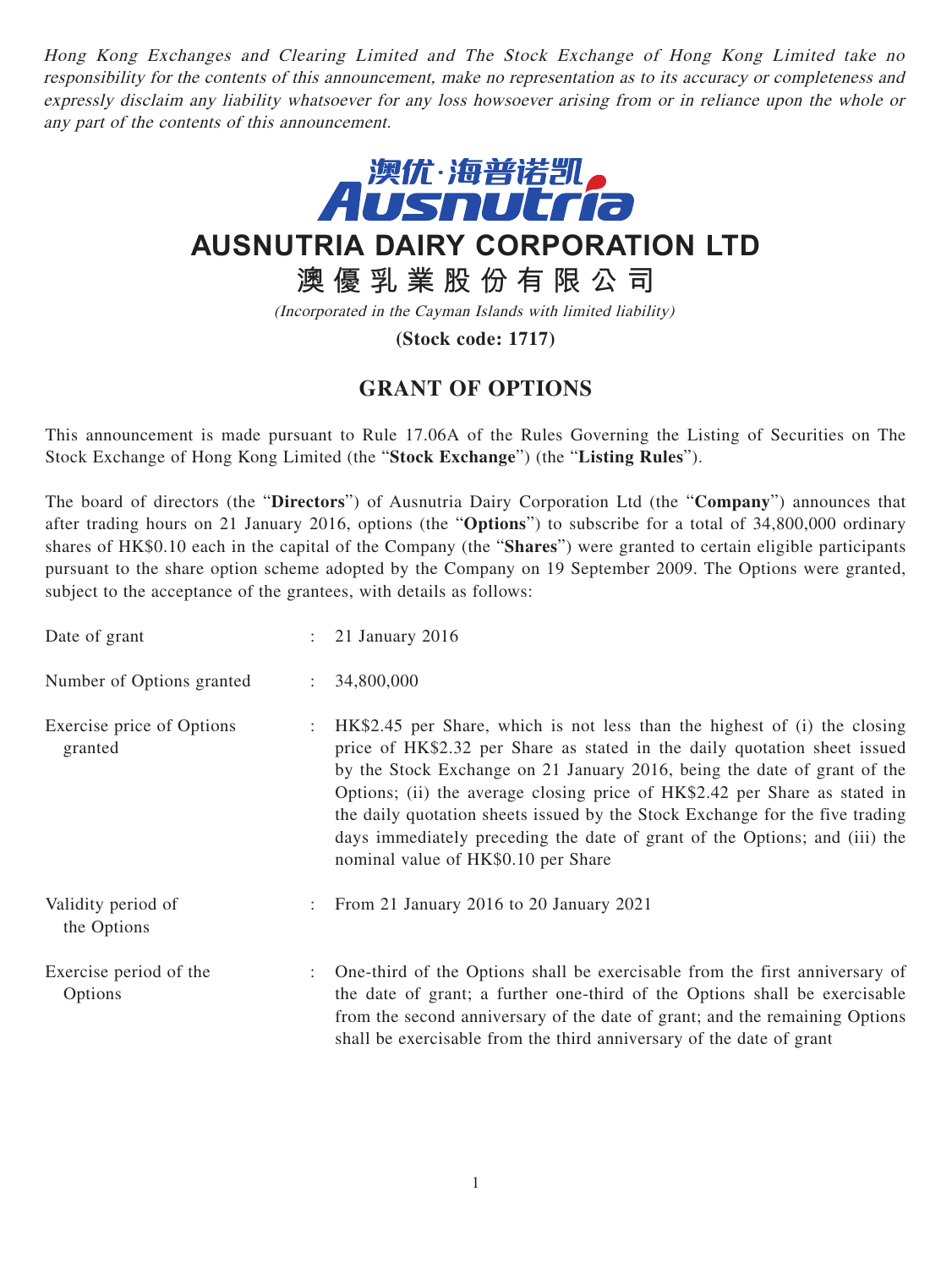*Hong Kong Exchanges and Clearing Limited and The Stock Exchange of Hong Kong Limited take no responsibility for the contents of this announcement, make no representation as to its accuracy or completeness and expressly disclaim any liability whatsoever for any loss howsoever arising from or in reliance upon the whole or any part of the contents of this announcement.*

澳优·海普诺凯
Ausnutria

# AUSNUTRIA DAIRY CORPORATION LTD

# 澳優乳業股份有限公司

*(Incorporated in the Cayman Islands with limited liability)*

**(Stock code: 1717)**

## GRANT OF OPTIONS

This announcement is made pursuant to Rule 17.06A of the Rules Governing the Listing of Securities on The Stock Exchange of Hong Kong Limited (the "**Stock Exchange**") (the "**Listing Rules**").

The board of directors (the "**Directors**") of Ausnutria Dairy Corporation Ltd (the "**Company**") announces that after trading hours on 21 January 2016, options (the "**Options**") to subscribe for a total of 34,800,000 ordinary shares of HK$0.10 each in the capital of the Company (the "**Shares**") were granted to certain eligible participants pursuant to the share option scheme adopted by the Company on 19 September 2009. The Options were granted, subject to the acceptance of the grantees, with details as follows:

| | | |
|---|---|---|
| Date of grant | : | 21 January 2016 |
| Number of Options granted | : | 34,800,000 |
| Exercise price of Options granted | : | HK$2.45 per Share, which is not less than the highest of (i) the closing price of HK$2.32 per Share as stated in the daily quotation sheet issued by the Stock Exchange on 21 January 2016, being the date of grant of the Options; (ii) the average closing price of HK$2.42 per Share as stated in the daily quotation sheets issued by the Stock Exchange for the five trading days immediately preceding the date of grant of the Options; and (iii) the nominal value of HK$0.10 per Share |
| Validity period of the Options | : | From 21 January 2016 to 20 January 2021 |
| Exercise period of the Options | : | One-third of the Options shall be exercisable from the first anniversary of the date of grant; a further one-third of the Options shall be exercisable from the second anniversary of the date of grant; and the remaining Options shall be exercisable from the third anniversary of the date of grant |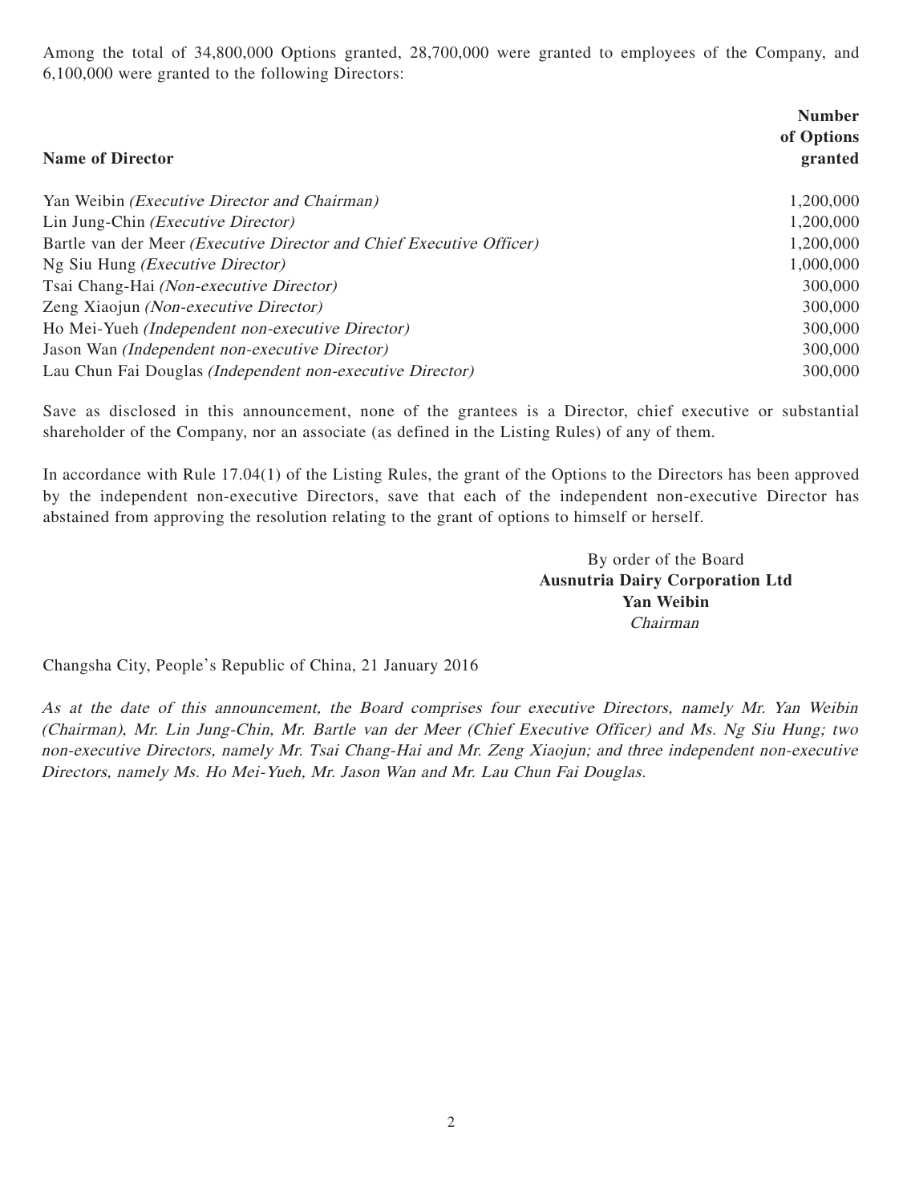Among the total of 34,800,000 Options granted, 28,700,000 were granted to employees of the Company, and 6,100,000 were granted to the following Directors:

| Name of Director | Number of Options granted |
|---|---|
| Yan Weibin *(Executive Director and Chairman)* | 1,200,000 |
| Lin Jung-Chin *(Executive Director)* | 1,200,000 |
| Bartle van der Meer *(Executive Director and Chief Executive Officer)* | 1,200,000 |
| Ng Siu Hung *(Executive Director)* | 1,000,000 |
| Tsai Chang-Hai *(Non-executive Director)* | 300,000 |
| Zeng Xiaojun *(Non-executive Director)* | 300,000 |
| Ho Mei-Yueh *(Independent non-executive Director)* | 300,000 |
| Jason Wan *(Independent non-executive Director)* | 300,000 |
| Lau Chun Fai Douglas *(Independent non-executive Director)* | 300,000 |

Save as disclosed in this announcement, none of the grantees is a Director, chief executive or substantial shareholder of the Company, nor an associate (as defined in the Listing Rules) of any of them.

In accordance with Rule 17.04(1) of the Listing Rules, the grant of the Options to the Directors has been approved by the independent non-executive Directors, save that each of the independent non-executive Director has abstained from approving the resolution relating to the grant of options to himself or herself.

By order of the Board
**Ausnutria Dairy Corporation Ltd**
**Yan Weibin**
*Chairman*

Changsha City, People's Republic of China, 21 January 2016

*As at the date of this announcement, the Board comprises four executive Directors, namely Mr. Yan Weibin (Chairman), Mr. Lin Jung-Chin, Mr. Bartle van der Meer (Chief Executive Officer) and Ms. Ng Siu Hung; two non-executive Directors, namely Mr. Tsai Chang-Hai and Mr. Zeng Xiaojun; and three independent non-executive Directors, namely Ms. Ho Mei-Yueh, Mr. Jason Wan and Mr. Lau Chun Fai Douglas.*